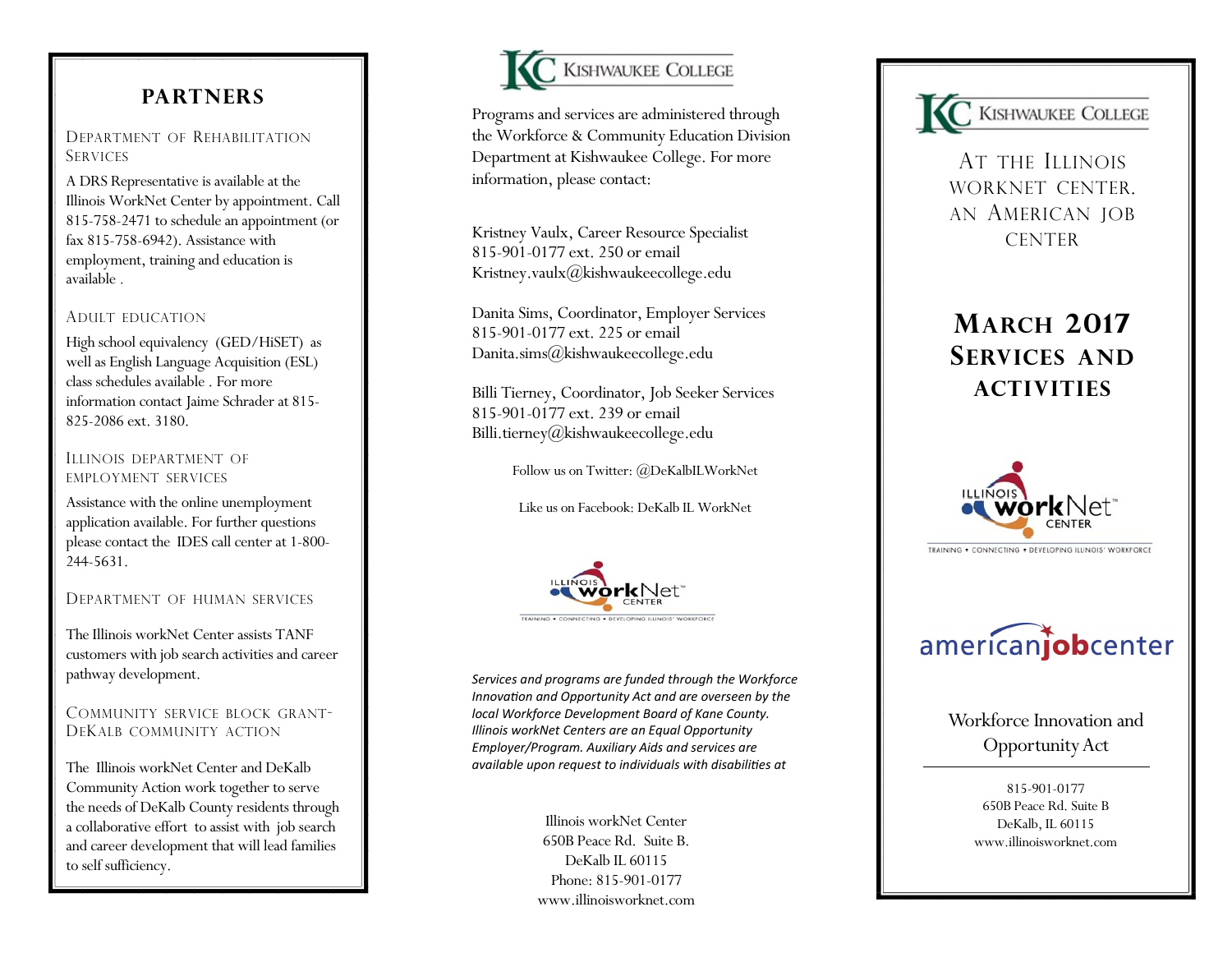## PARTNERS

### Department of Rehabilitation Services

A DRS Representative is available at the Illinois WorkNet Center by appointment. Call 815-758-2471 to schedule an appointment (or fax 815-758-6942). Assistance with employment, training and education is available .

### Adult Education

High school equivalency (GED/HiSET) as well as English Language Acquisition (ESL) class schedules available . For more information contact Jaime Schrader at 815-825-2086 ext. 3180.

### Illinois Department of Employment Services

Assistance with the online unemployment application available. For further questions please contact the IDES call center at 1-800-244-5631.

### Department of Human Services

The Illinois workNet Center assists TANF customers with job search activities and career pathway development.

### Community Service Block Grant-DeKalb Community Action

The Illinois workNet Center and DeKalb Community Action work together to serve the needs of DeKalb County residents through a collaborative effort to assist with job search and career development that will lead families to self sufficiency.

---

KC Kishwaukee College

Programs and services are administered through the Workforce & Community Education Division Department at Kishwaukee College. For more information, please contact:

Kristney Vaulx, Career Resource Specialist
815-901-0177 ext. 250 or email
Kristney.vaulx@kishwaukeecollege.edu

Danita Sims, Coordinator, Employer Services
815-901-0177 ext. 225 or email
Danita.sims@kishwaukeecollege.edu

Billi Tierney, Coordinator, Job Seeker Services
815-901-0177 ext. 239 or email
Billi.tierney@kishwaukeecollege.edu

Follow us on Twitter: @DeKalbILWorkNet

Like us on Facebook: DeKalb IL WorkNet

Illinois workNet Center
TRAINING • CONNECTING • DEVELOPING ILLINOIS' WORKFORCE

*Services and programs are funded through the Workforce Innovation and Opportunity Act and are overseen by the local Workforce Development Board of Kane County. Illinois workNet Centers are an Equal Opportunity Employer/Program. Auxiliary Aids and services are available upon request to individuals with disabilities at*

Illinois workNet Center
650B Peace Rd. Suite B.
DeKalb IL 60115
Phone: 815-901-0177
www.illinoisworknet.com

---

KC Kishwaukee College

At the Illinois workNet Center, an American Job Center

# March 2017 Services and Activities

Illinois workNet Center
TRAINING • CONNECTING • DEVELOPING ILLINOIS' WORKFORCE

americanjobcenter

Workforce Innovation and Opportunity Act

815-901-0177
650B Peace Rd. Suite B
DeKalb, IL 60115
www.illinoisworknet.com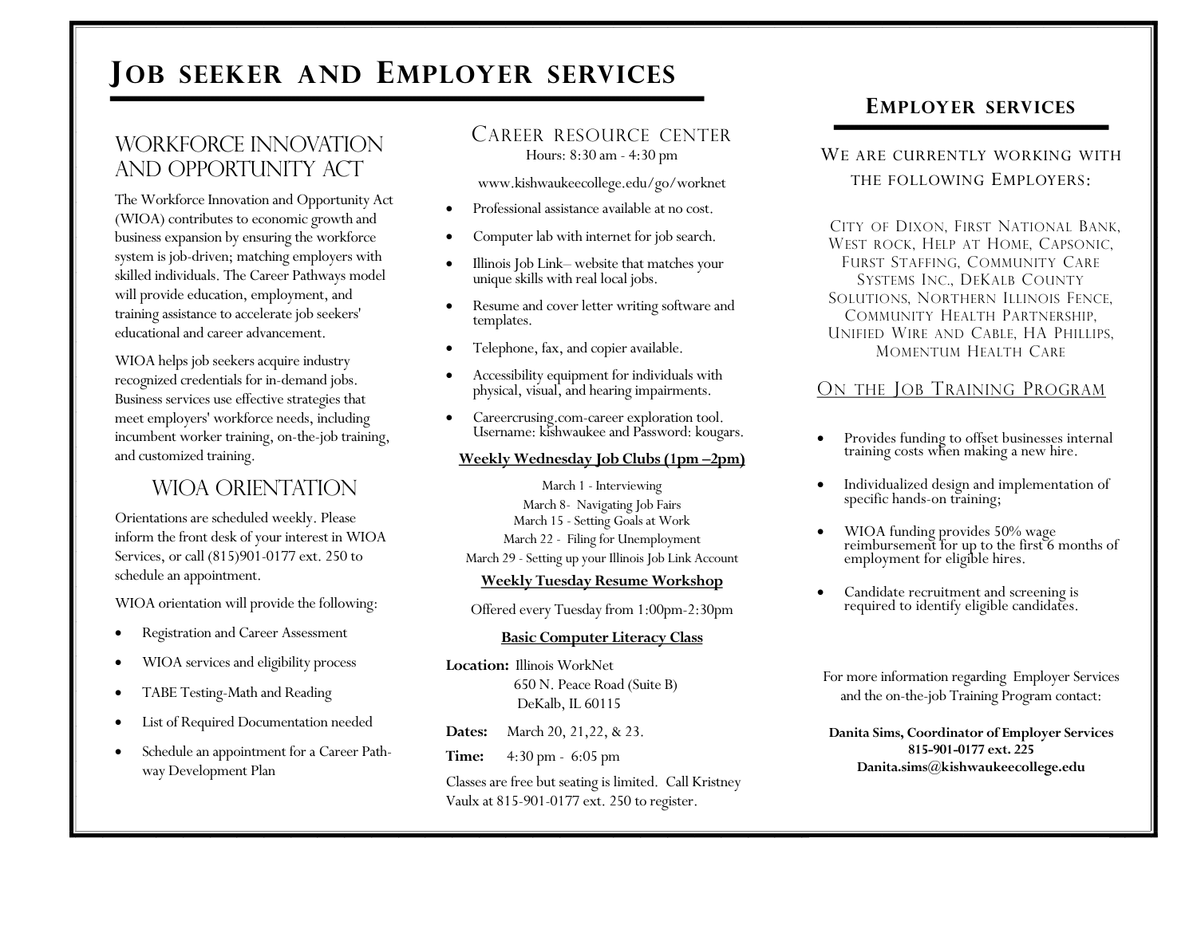# Job seeker and Employer services

## Workforce Innovation and Opportunity Act

The Workforce Innovation and Opportunity Act (WIOA) contributes to economic growth and business expansion by ensuring the workforce system is job-driven; matching employers with skilled individuals. The Career Pathways model will provide education, employment, and training assistance to accelerate job seekers' educational and career advancement.

WIOA helps job seekers acquire industry recognized credentials for in-demand jobs. Business services use effective strategies that meet employers' workforce needs, including incumbent worker training, on-the-job training, and customized training.

## WIOA Orientation

Orientations are scheduled weekly. Please inform the front desk of your interest in WIOA Services, or call (815)901-0177 ext. 250 to schedule an appointment.

WIOA orientation will provide the following:

- Registration and Career Assessment
- WIOA services and eligibility process
- TABE Testing-Math and Reading
- List of Required Documentation needed
- Schedule an appointment for a Career Pathway Development Plan

## Career resource center

Hours: 8:30 am - 4:30 pm

www.kishwaukeecollege.edu/go/worknet

- Professional assistance available at no cost.
- Computer lab with internet for job search.
- Illinois Job Link– website that matches your unique skills with real local jobs.
- Resume and cover letter writing software and templates.
- Telephone, fax, and copier available.
- Accessibility equipment for individuals with physical, visual, and hearing impairments.
- Careercrusing.com-career exploration tool. Username: kishwaukee and Password: kougars.

**Weekly Wednesday Job Clubs (1pm –2pm)**

March 1 - Interviewing
March 8- Navigating Job Fairs
March 15 - Setting Goals at Work
March 22 - Filing for Unemployment
March 29 - Setting up your Illinois Job Link Account

**Weekly Tuesday Resume Workshop**

Offered every Tuesday from 1:00pm-2:30pm

**Basic Computer Literacy Class**

**Location:** Illinois WorkNet
650 N. Peace Road (Suite B)
DeKalb, IL 60115

**Dates:** March 20, 21,22, & 23.

**Time:** 4:30 pm - 6:05 pm

Classes are free but seating is limited. Call Kristney Vaulx at 815-901-0177 ext. 250 to register.

## Employer services

We are currently working with the following Employers:

City of Dixon, First National Bank, West rock, Help at Home, Capsonic, Furst Staffing, Community Care Systems Inc., DeKalb County Solutions, Northern Illinois Fence, Community Health Partnership, Unified Wire and Cable, HA Phillips, Momentum Health Care

### On the Job Training Program

- Provides funding to offset businesses internal training costs when making a new hire.
- Individualized design and implementation of specific hands-on training;
- WIOA funding provides 50% wage reimbursement for up to the first 6 months of employment for eligible hires.
- Candidate recruitment and screening is required to identify eligible candidates.

For more information regarding Employer Services and the on-the-job Training Program contact:

**Danita Sims, Coordinator of Employer Services**
**815-901-0177 ext. 225**
**Danita.sims@kishwaukeecollege.edu**